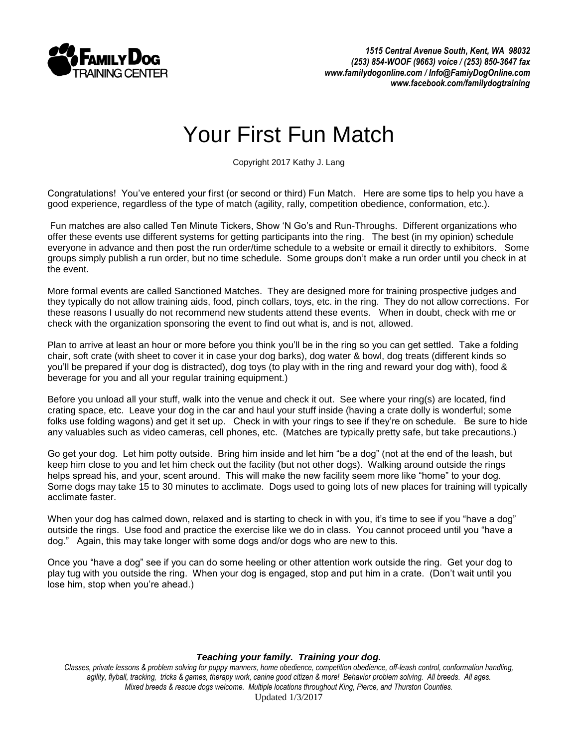**FAMILY DOG TRAINING CENTER**

*1515 Central Avenue South, Kent, WA 98032*
*(253) 854-WOOF (9663) voice / (253) 850-3647 fax*
*www.familydogonline.com / Info@FamiyDogOnline.com*
*www.facebook.com/familydogtraining*

# Your First Fun Match

Copyright 2017 Kathy J. Lang

Congratulations! You've entered your first (or second or third) Fun Match. Here are some tips to help you have a good experience, regardless of the type of match (agility, rally, competition obedience, conformation, etc.).

Fun matches are also called Ten Minute Tickers, Show 'N Go's and Run-Throughs. Different organizations who offer these events use different systems for getting participants into the ring. The best (in my opinion) schedule everyone in advance and then post the run order/time schedule to a website or email it directly to exhibitors. Some groups simply publish a run order, but no time schedule. Some groups don't make a run order until you check in at the event.

More formal events are called Sanctioned Matches. They are designed more for training prospective judges and they typically do not allow training aids, food, pinch collars, toys, etc. in the ring. They do not allow corrections. For these reasons I usually do not recommend new students attend these events. When in doubt, check with me or check with the organization sponsoring the event to find out what is, and is not, allowed.

Plan to arrive at least an hour or more before you think you'll be in the ring so you can get settled. Take a folding chair, soft crate (with sheet to cover it in case your dog barks), dog water & bowl, dog treats (different kinds so you'll be prepared if your dog is distracted), dog toys (to play with in the ring and reward your dog with), food & beverage for you and all your regular training equipment.)

Before you unload all your stuff, walk into the venue and check it out. See where your ring(s) are located, find crating space, etc. Leave your dog in the car and haul your stuff inside (having a crate dolly is wonderful; some folks use folding wagons) and get it set up. Check in with your rings to see if they're on schedule. Be sure to hide any valuables such as video cameras, cell phones, etc. (Matches are typically pretty safe, but take precautions.)

Go get your dog. Let him potty outside. Bring him inside and let him "be a dog" (not at the end of the leash, but keep him close to you and let him check out the facility (but not other dogs). Walking around outside the rings helps spread his, and your, scent around. This will make the new facility seem more like "home" to your dog. Some dogs may take 15 to 30 minutes to acclimate. Dogs used to going lots of new places for training will typically acclimate faster.

When your dog has calmed down, relaxed and is starting to check in with you, it's time to see if you "have a dog" outside the rings. Use food and practice the exercise like we do in class. You cannot proceed until you "have a dog." Again, this may take longer with some dogs and/or dogs who are new to this.

Once you "have a dog" see if you can do some heeling or other attention work outside the ring. Get your dog to play tug with you outside the ring. When your dog is engaged, stop and put him in a crate. (Don't wait until you lose him, stop when you're ahead.)

***Teaching your family. Training your dog.***

*Classes, private lessons & problem solving for puppy manners, home obedience, competition obedience, off-leash control, conformation handling, agility, flyball, tracking, tricks & games, therapy work, canine good citizen & more! Behavior problem solving. All breeds. All ages. Mixed breeds & rescue dogs welcome. Multiple locations throughout King, Pierce, and Thurston Counties.*

Updated 1/3/2017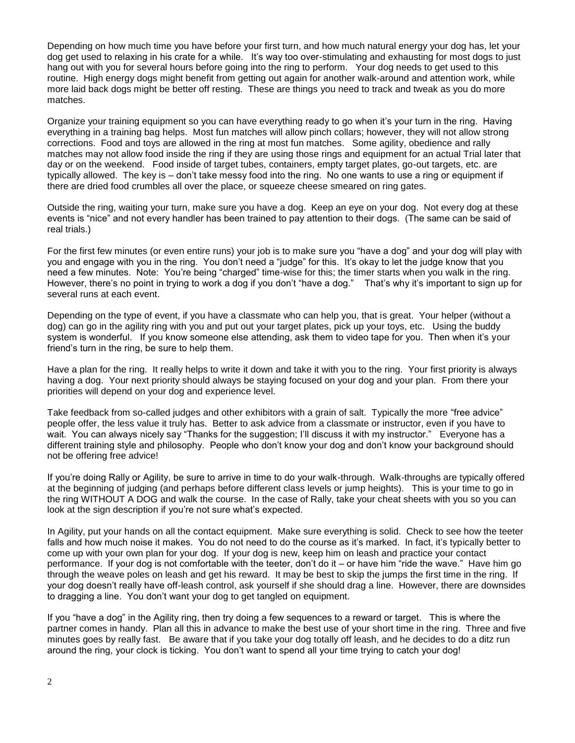Depending on how much time you have before your first turn, and how much natural energy your dog has, let your dog get used to relaxing in his crate for a while. It's way too over-stimulating and exhausting for most dogs to just hang out with you for several hours before going into the ring to perform. Your dog needs to get used to this routine. High energy dogs might benefit from getting out again for another walk-around and attention work, while more laid back dogs might be better off resting. These are things you need to track and tweak as you do more matches.

Organize your training equipment so you can have everything ready to go when it's your turn in the ring. Having everything in a training bag helps. Most fun matches will allow pinch collars; however, they will not allow strong corrections. Food and toys are allowed in the ring at most fun matches. Some agility, obedience and rally matches may not allow food inside the ring if they are using those rings and equipment for an actual Trial later that day or on the weekend. Food inside of target tubes, containers, empty target plates, go-out targets, etc. are typically allowed. The key is – don't take messy food into the ring. No one wants to use a ring or equipment if there are dried food crumbles all over the place, or squeeze cheese smeared on ring gates.

Outside the ring, waiting your turn, make sure you have a dog. Keep an eye on your dog. Not every dog at these events is "nice" and not every handler has been trained to pay attention to their dogs. (The same can be said of real trials.)

For the first few minutes (or even entire runs) your job is to make sure you "have a dog" and your dog will play with you and engage with you in the ring. You don't need a "judge" for this. It's okay to let the judge know that you need a few minutes. Note: You're being "charged" time-wise for this; the timer starts when you walk in the ring. However, there's no point in trying to work a dog if you don't "have a dog." That's why it's important to sign up for several runs at each event.

Depending on the type of event, if you have a classmate who can help you, that is great. Your helper (without a dog) can go in the agility ring with you and put out your target plates, pick up your toys, etc. Using the buddy system is wonderful. If you know someone else attending, ask them to video tape for you. Then when it's your friend's turn in the ring, be sure to help them.

Have a plan for the ring. It really helps to write it down and take it with you to the ring. Your first priority is always having a dog. Your next priority should always be staying focused on your dog and your plan. From there your priorities will depend on your dog and experience level.

Take feedback from so-called judges and other exhibitors with a grain of salt. Typically the more "free advice" people offer, the less value it truly has. Better to ask advice from a classmate or instructor, even if you have to wait. You can always nicely say "Thanks for the suggestion; I'll discuss it with my instructor." Everyone has a different training style and philosophy. People who don't know your dog and don't know your background should not be offering free advice!

If you're doing Rally or Agility, be sure to arrive in time to do your walk-through. Walk-throughs are typically offered at the beginning of judging (and perhaps before different class levels or jump heights). This is your time to go in the ring WITHOUT A DOG and walk the course. In the case of Rally, take your cheat sheets with you so you can look at the sign description if you're not sure what's expected.

In Agility, put your hands on all the contact equipment. Make sure everything is solid. Check to see how the teeter falls and how much noise it makes. You do not need to do the course as it's marked. In fact, it's typically better to come up with your own plan for your dog. If your dog is new, keep him on leash and practice your contact performance. If your dog is not comfortable with the teeter, don't do it – or have him "ride the wave." Have him go through the weave poles on leash and get his reward. It may be best to skip the jumps the first time in the ring. If your dog doesn't really have off-leash control, ask yourself if she should drag a line. However, there are downsides to dragging a line. You don't want your dog to get tangled on equipment.

If you "have a dog" in the Agility ring, then try doing a few sequences to a reward or target. This is where the partner comes in handy. Plan all this in advance to make the best use of your short time in the ring. Three and five minutes goes by really fast. Be aware that if you take your dog totally off leash, and he decides to do a ditz run around the ring, your clock is ticking. You don't want to spend all your time trying to catch your dog!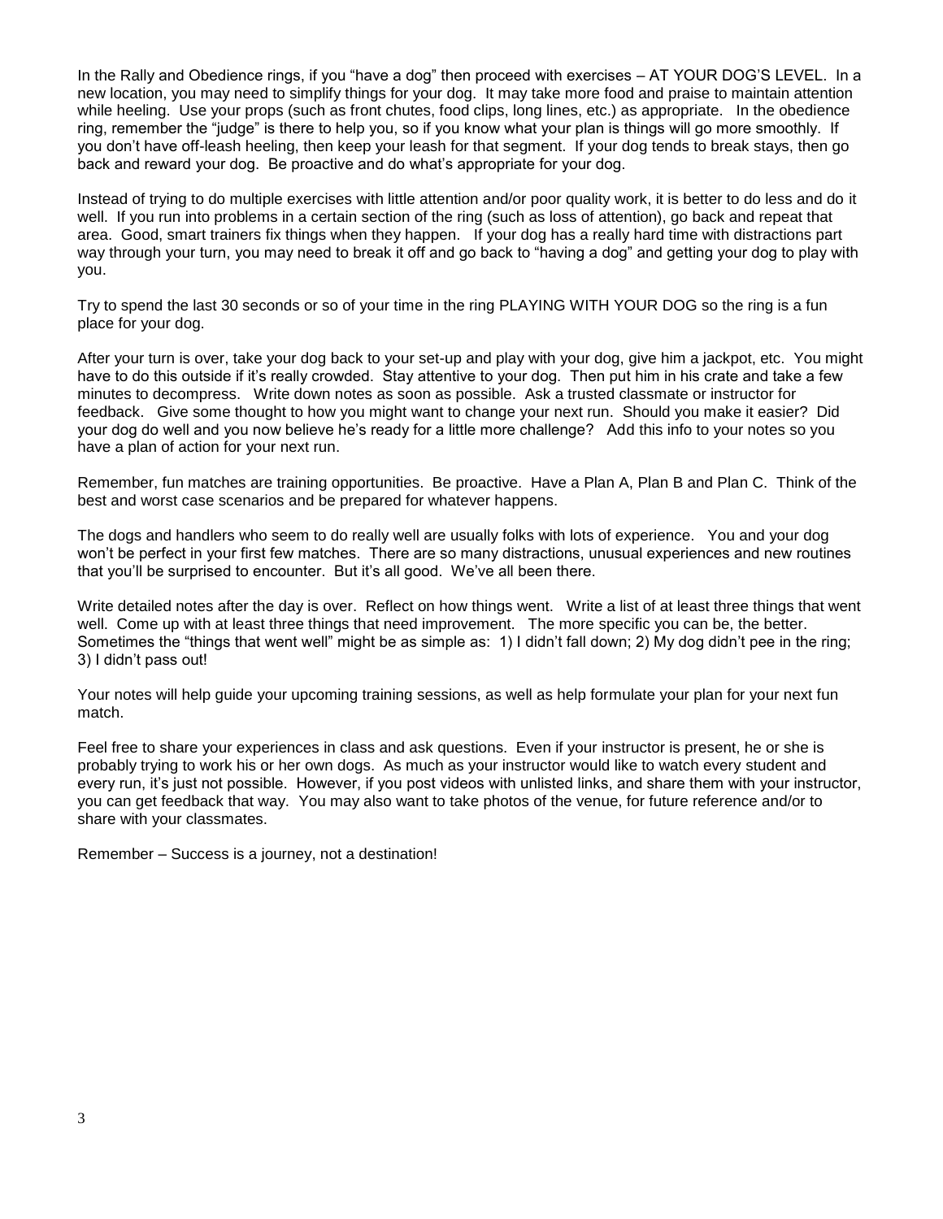In the Rally and Obedience rings, if you "have a dog" then proceed with exercises – AT YOUR DOG'S LEVEL. In a new location, you may need to simplify things for your dog. It may take more food and praise to maintain attention while heeling. Use your props (such as front chutes, food clips, long lines, etc.) as appropriate. In the obedience ring, remember the "judge" is there to help you, so if you know what your plan is things will go more smoothly. If you don't have off-leash heeling, then keep your leash for that segment. If your dog tends to break stays, then go back and reward your dog. Be proactive and do what's appropriate for your dog.

Instead of trying to do multiple exercises with little attention and/or poor quality work, it is better to do less and do it well. If you run into problems in a certain section of the ring (such as loss of attention), go back and repeat that area. Good, smart trainers fix things when they happen. If your dog has a really hard time with distractions part way through your turn, you may need to break it off and go back to "having a dog" and getting your dog to play with you.

Try to spend the last 30 seconds or so of your time in the ring PLAYING WITH YOUR DOG so the ring is a fun place for your dog.

After your turn is over, take your dog back to your set-up and play with your dog, give him a jackpot, etc. You might have to do this outside if it's really crowded. Stay attentive to your dog. Then put him in his crate and take a few minutes to decompress. Write down notes as soon as possible. Ask a trusted classmate or instructor for feedback. Give some thought to how you might want to change your next run. Should you make it easier? Did your dog do well and you now believe he's ready for a little more challenge? Add this info to your notes so you have a plan of action for your next run.

Remember, fun matches are training opportunities. Be proactive. Have a Plan A, Plan B and Plan C. Think of the best and worst case scenarios and be prepared for whatever happens.

The dogs and handlers who seem to do really well are usually folks with lots of experience. You and your dog won't be perfect in your first few matches. There are so many distractions, unusual experiences and new routines that you'll be surprised to encounter. But it's all good. We've all been there.

Write detailed notes after the day is over. Reflect on how things went. Write a list of at least three things that went well. Come up with at least three things that need improvement. The more specific you can be, the better. Sometimes the "things that went well" might be as simple as: 1) I didn't fall down; 2) My dog didn't pee in the ring; 3) I didn't pass out!

Your notes will help guide your upcoming training sessions, as well as help formulate your plan for your next fun match.

Feel free to share your experiences in class and ask questions. Even if your instructor is present, he or she is probably trying to work his or her own dogs. As much as your instructor would like to watch every student and every run, it's just not possible. However, if you post videos with unlisted links, and share them with your instructor, you can get feedback that way. You may also want to take photos of the venue, for future reference and/or to share with your classmates.

Remember – Success is a journey, not a destination!